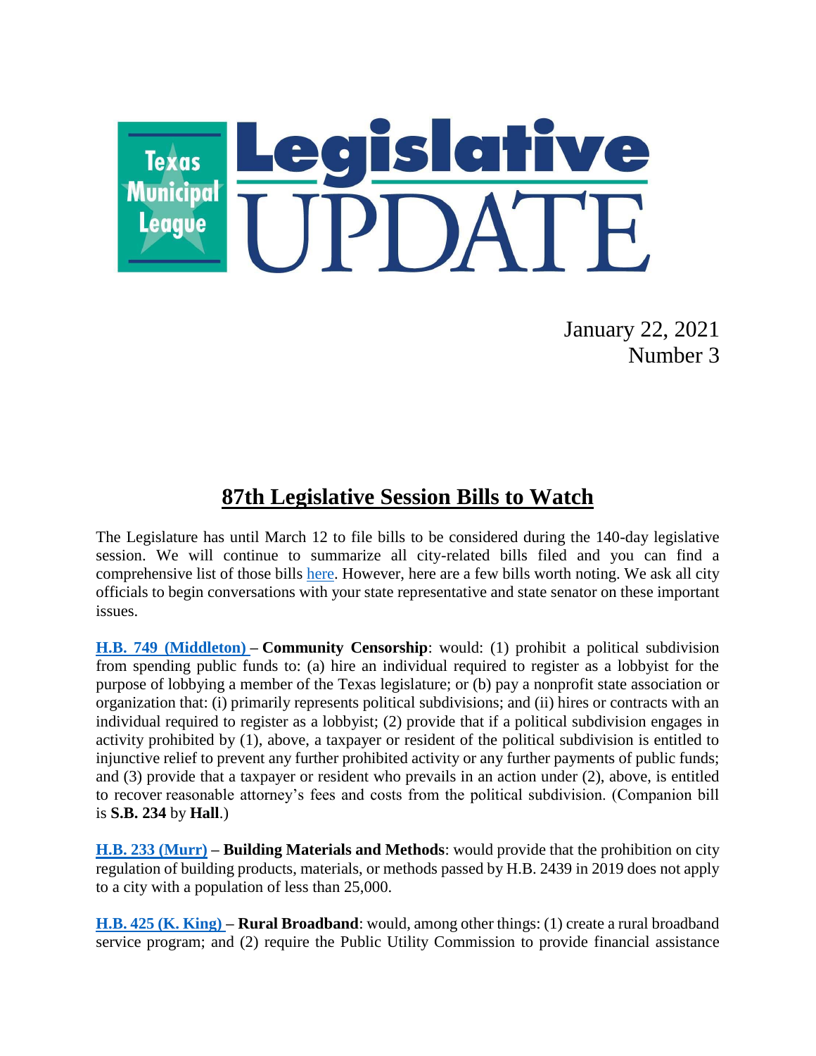# Texas Municipal League Legislative UPDATE

January 22, 2021
Number 3

## 87th Legislative Session Bills to Watch

The Legislature has until March 12 to file bills to be considered during the 140-day legislative session. We will continue to summarize all city-related bills filed and you can find a comprehensive list of those bills here. However, here are a few bills worth noting. We ask all city officials to begin conversations with your state representative and state senator on these important issues.

**H.B. 749 (Middleton)** – **Community Censorship**: would: (1) prohibit a political subdivision from spending public funds to: (a) hire an individual required to register as a lobbyist for the purpose of lobbying a member of the Texas legislature; or (b) pay a nonprofit state association or organization that: (i) primarily represents political subdivisions; and (ii) hires or contracts with an individual required to register as a lobbyist; (2) provide that if a political subdivision engages in activity prohibited by (1), above, a taxpayer or resident of the political subdivision is entitled to injunctive relief to prevent any further prohibited activity or any further payments of public funds; and (3) provide that a taxpayer or resident who prevails in an action under (2), above, is entitled to recover reasonable attorney's fees and costs from the political subdivision. (Companion bill is **S.B. 234** by **Hall**.)

**H.B. 233 (Murr)** – **Building Materials and Methods**: would provide that the prohibition on city regulation of building products, materials, or methods passed by H.B. 2439 in 2019 does not apply to a city with a population of less than 25,000.

**H.B. 425 (K. King)** – **Rural Broadband**: would, among other things: (1) create a rural broadband service program; and (2) require the Public Utility Commission to provide financial assistance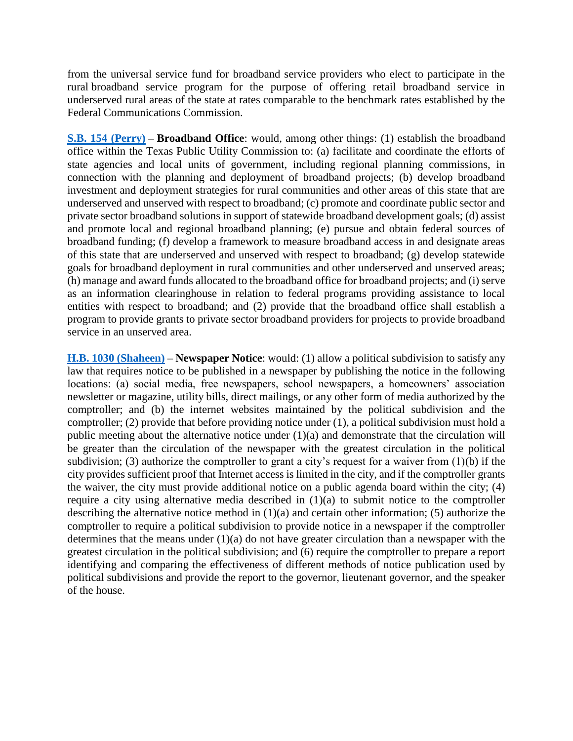from the universal service fund for broadband service providers who elect to participate in the rural broadband service program for the purpose of offering retail broadband service in underserved rural areas of the state at rates comparable to the benchmark rates established by the Federal Communications Commission.

**S.B. 154 (Perry) – Broadband Office**: would, among other things: (1) establish the broadband office within the Texas Public Utility Commission to: (a) facilitate and coordinate the efforts of state agencies and local units of government, including regional planning commissions, in connection with the planning and deployment of broadband projects; (b) develop broadband investment and deployment strategies for rural communities and other areas of this state that are underserved and unserved with respect to broadband; (c) promote and coordinate public sector and private sector broadband solutions in support of statewide broadband development goals; (d) assist and promote local and regional broadband planning; (e) pursue and obtain federal sources of broadband funding; (f) develop a framework to measure broadband access in and designate areas of this state that are underserved and unserved with respect to broadband; (g) develop statewide goals for broadband deployment in rural communities and other underserved and unserved areas; (h) manage and award funds allocated to the broadband office for broadband projects; and (i) serve as an information clearinghouse in relation to federal programs providing assistance to local entities with respect to broadband; and (2) provide that the broadband office shall establish a program to provide grants to private sector broadband providers for projects to provide broadband service in an unserved area.

**H.B. 1030 (Shaheen) – Newspaper Notice**: would: (1) allow a political subdivision to satisfy any law that requires notice to be published in a newspaper by publishing the notice in the following locations: (a) social media, free newspapers, school newspapers, a homeowners' association newsletter or magazine, utility bills, direct mailings, or any other form of media authorized by the comptroller; and (b) the internet websites maintained by the political subdivision and the comptroller; (2) provide that before providing notice under (1), a political subdivision must hold a public meeting about the alternative notice under (1)(a) and demonstrate that the circulation will be greater than the circulation of the newspaper with the greatest circulation in the political subdivision; (3) authorize the comptroller to grant a city's request for a waiver from (1)(b) if the city provides sufficient proof that Internet access is limited in the city, and if the comptroller grants the waiver, the city must provide additional notice on a public agenda board within the city; (4) require a city using alternative media described in (1)(a) to submit notice to the comptroller describing the alternative notice method in (1)(a) and certain other information; (5) authorize the comptroller to require a political subdivision to provide notice in a newspaper if the comptroller determines that the means under (1)(a) do not have greater circulation than a newspaper with the greatest circulation in the political subdivision; and (6) require the comptroller to prepare a report identifying and comparing the effectiveness of different methods of notice publication used by political subdivisions and provide the report to the governor, lieutenant governor, and the speaker of the house.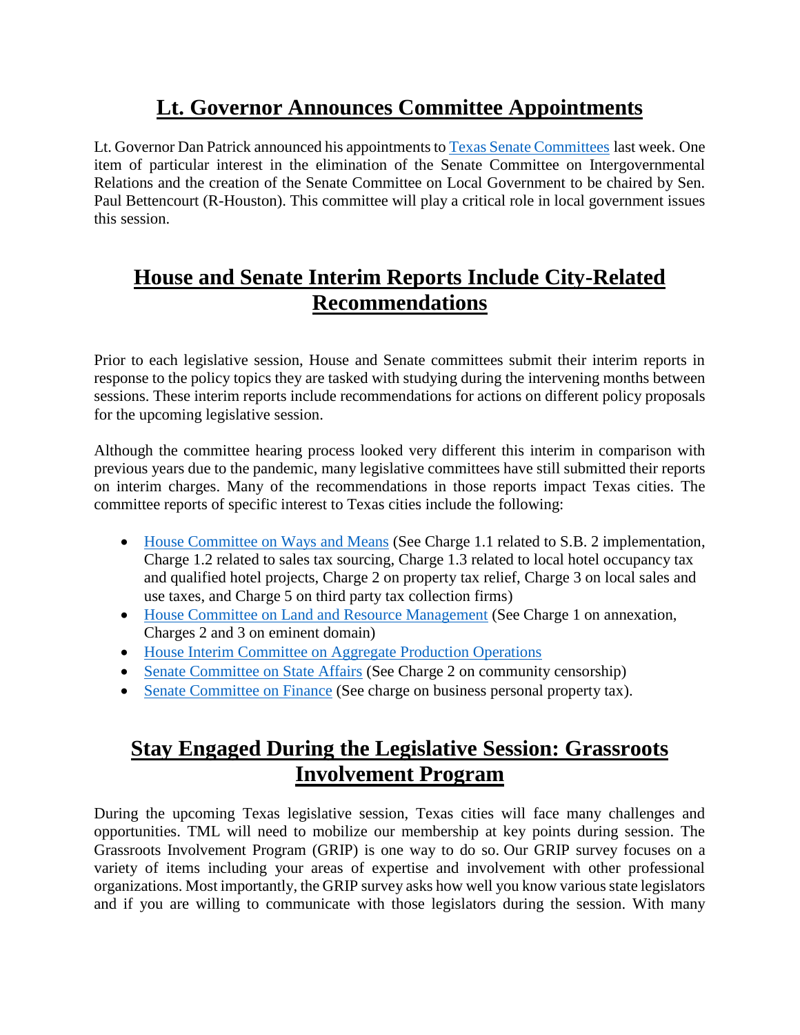## Lt. Governor Announces Committee Appointments

Lt. Governor Dan Patrick announced his appointments to Texas Senate Committees last week. One item of particular interest in the elimination of the Senate Committee on Intergovernmental Relations and the creation of the Senate Committee on Local Government to be chaired by Sen. Paul Bettencourt (R-Houston). This committee will play a critical role in local government issues this session.

## House and Senate Interim Reports Include City-Related Recommendations

Prior to each legislative session, House and Senate committees submit their interim reports in response to the policy topics they are tasked with studying during the intervening months between sessions. These interim reports include recommendations for actions on different policy proposals for the upcoming legislative session.

Although the committee hearing process looked very different this interim in comparison with previous years due to the pandemic, many legislative committees have still submitted their reports on interim charges. Many of the recommendations in those reports impact Texas cities. The committee reports of specific interest to Texas cities include the following:

- House Committee on Ways and Means (See Charge 1.1 related to S.B. 2 implementation, Charge 1.2 related to sales tax sourcing, Charge 1.3 related to local hotel occupancy tax and qualified hotel projects, Charge 2 on property tax relief, Charge 3 on local sales and use taxes, and Charge 5 on third party tax collection firms)
- House Committee on Land and Resource Management (See Charge 1 on annexation, Charges 2 and 3 on eminent domain)
- House Interim Committee on Aggregate Production Operations
- Senate Committee on State Affairs (See Charge 2 on community censorship)
- Senate Committee on Finance (See charge on business personal property tax).

## Stay Engaged During the Legislative Session: Grassroots Involvement Program

During the upcoming Texas legislative session, Texas cities will face many challenges and opportunities. TML will need to mobilize our membership at key points during session. The Grassroots Involvement Program (GRIP) is one way to do so. Our GRIP survey focuses on a variety of items including your areas of expertise and involvement with other professional organizations. Most importantly, the GRIP survey asks how well you know various state legislators and if you are willing to communicate with those legislators during the session. With many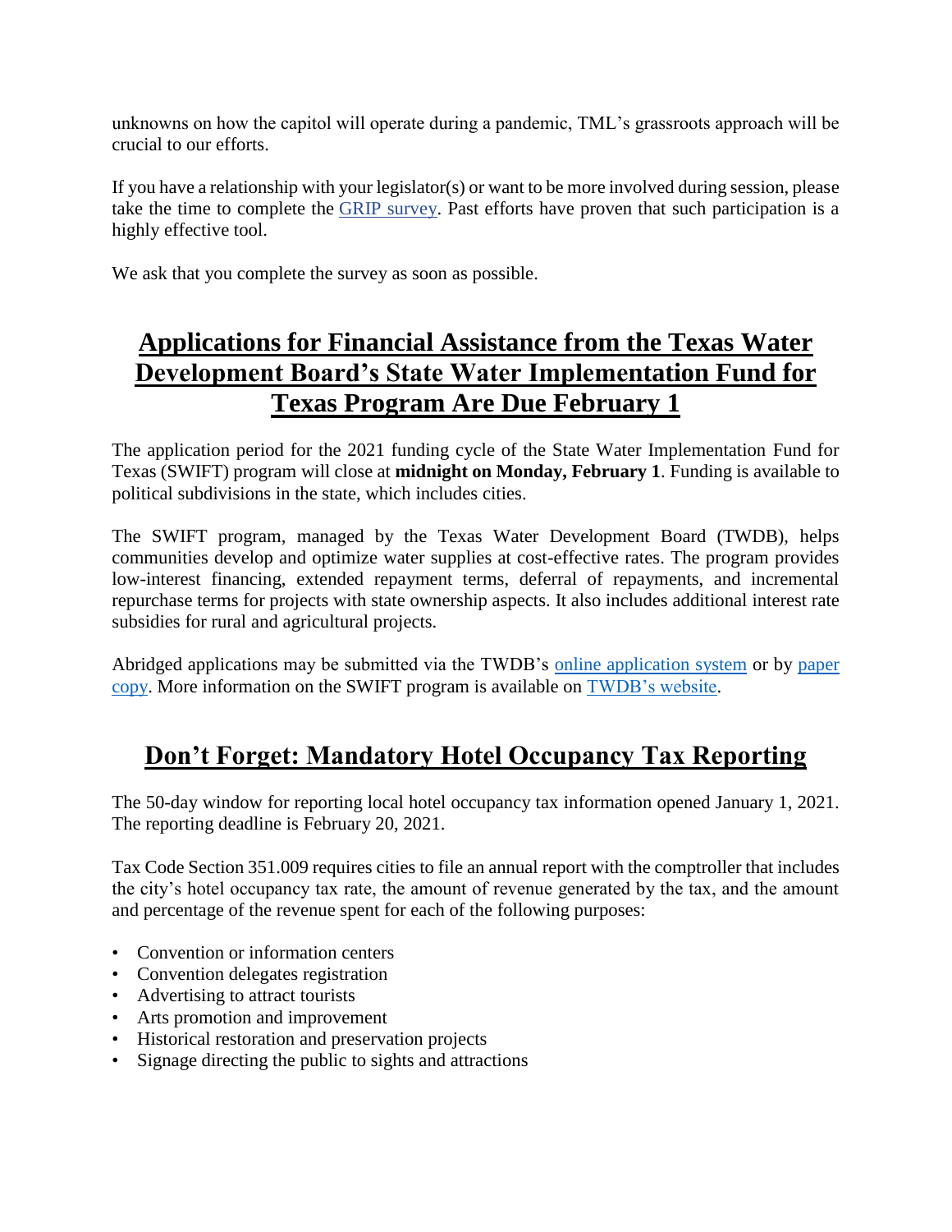unknowns on how the capitol will operate during a pandemic, TML's grassroots approach will be crucial to our efforts.

If you have a relationship with your legislator(s) or want to be more involved during session, please take the time to complete the GRIP survey. Past efforts have proven that such participation is a highly effective tool.

We ask that you complete the survey as soon as possible.

## Applications for Financial Assistance from the Texas Water Development Board's State Water Implementation Fund for Texas Program Are Due February 1

The application period for the 2021 funding cycle of the State Water Implementation Fund for Texas (SWIFT) program will close at **midnight on Monday, February 1**. Funding is available to political subdivisions in the state, which includes cities.

The SWIFT program, managed by the Texas Water Development Board (TWDB), helps communities develop and optimize water supplies at cost-effective rates. The program provides low-interest financing, extended repayment terms, deferral of repayments, and incremental repurchase terms for projects with state ownership aspects. It also includes additional interest rate subsidies for rural and agricultural projects.

Abridged applications may be submitted via the TWDB's online application system or by paper copy. More information on the SWIFT program is available on TWDB's website.

## Don't Forget: Mandatory Hotel Occupancy Tax Reporting

The 50-day window for reporting local hotel occupancy tax information opened January 1, 2021. The reporting deadline is February 20, 2021.

Tax Code Section 351.009 requires cities to file an annual report with the comptroller that includes the city's hotel occupancy tax rate, the amount of revenue generated by the tax, and the amount and percentage of the revenue spent for each of the following purposes:

- Convention or information centers
- Convention delegates registration
- Advertising to attract tourists
- Arts promotion and improvement
- Historical restoration and preservation projects
- Signage directing the public to sights and attractions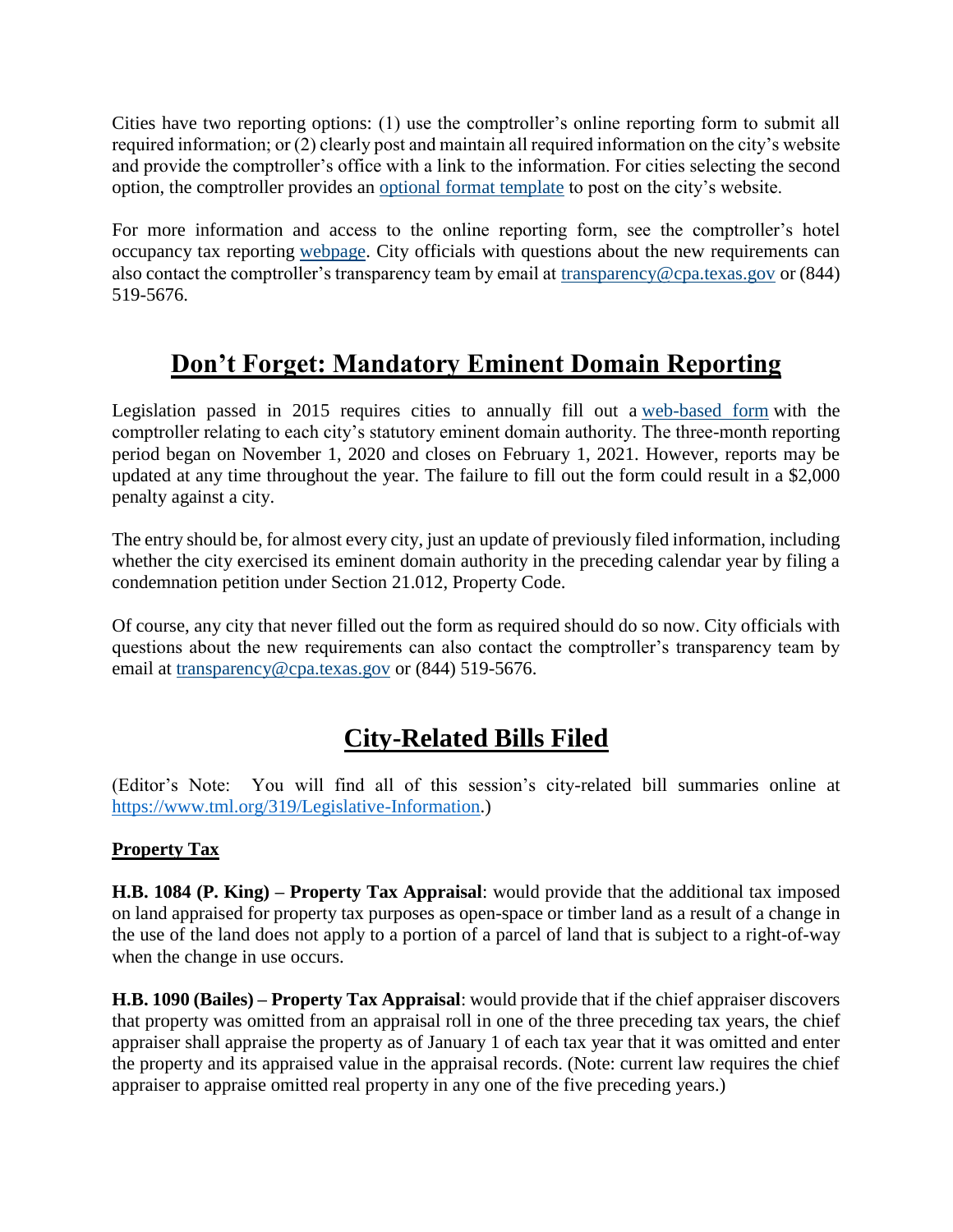Cities have two reporting options: (1) use the comptroller's online reporting form to submit all required information; or (2) clearly post and maintain all required information on the city's website and provide the comptroller's office with a link to the information. For cities selecting the second option, the comptroller provides an optional format template to post on the city's website.

For more information and access to the online reporting form, see the comptroller's hotel occupancy tax reporting webpage. City officials with questions about the new requirements can also contact the comptroller's transparency team by email at transparency@cpa.texas.gov or (844) 519-5676.

## Don't Forget: Mandatory Eminent Domain Reporting

Legislation passed in 2015 requires cities to annually fill out a web-based form with the comptroller relating to each city's statutory eminent domain authority. The three-month reporting period began on November 1, 2020 and closes on February 1, 2021. However, reports may be updated at any time throughout the year. The failure to fill out the form could result in a $2,000 penalty against a city.

The entry should be, for almost every city, just an update of previously filed information, including whether the city exercised its eminent domain authority in the preceding calendar year by filing a condemnation petition under Section 21.012, Property Code.

Of course, any city that never filled out the form as required should do so now. City officials with questions about the new requirements can also contact the comptroller's transparency team by email at transparency@cpa.texas.gov or (844) 519-5676.

## City-Related Bills Filed

(Editor's Note: You will find all of this session's city-related bill summaries online at https://www.tml.org/319/Legislative-Information.)

### Property Tax

**H.B. 1084 (P. King) – Property Tax Appraisal**: would provide that the additional tax imposed on land appraised for property tax purposes as open-space or timber land as a result of a change in the use of the land does not apply to a portion of a parcel of land that is subject to a right-of-way when the change in use occurs.

**H.B. 1090 (Bailes) – Property Tax Appraisal**: would provide that if the chief appraiser discovers that property was omitted from an appraisal roll in one of the three preceding tax years, the chief appraiser shall appraise the property as of January 1 of each tax year that it was omitted and enter the property and its appraised value in the appraisal records. (Note: current law requires the chief appraiser to appraise omitted real property in any one of the five preceding years.)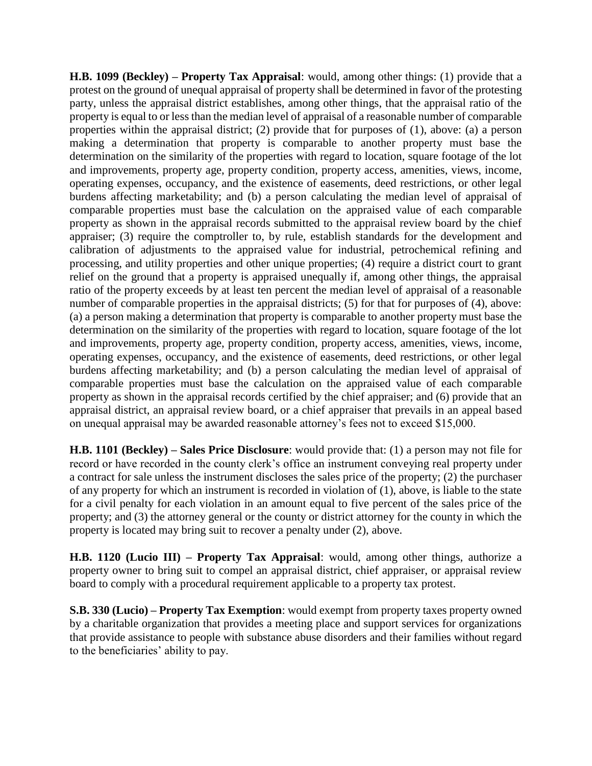**H.B. 1099 (Beckley) – Property Tax Appraisal**: would, among other things: (1) provide that a protest on the ground of unequal appraisal of property shall be determined in favor of the protesting party, unless the appraisal district establishes, among other things, that the appraisal ratio of the property is equal to or less than the median level of appraisal of a reasonable number of comparable properties within the appraisal district; (2) provide that for purposes of (1), above: (a) a person making a determination that property is comparable to another property must base the determination on the similarity of the properties with regard to location, square footage of the lot and improvements, property age, property condition, property access, amenities, views, income, operating expenses, occupancy, and the existence of easements, deed restrictions, or other legal burdens affecting marketability; and (b) a person calculating the median level of appraisal of comparable properties must base the calculation on the appraised value of each comparable property as shown in the appraisal records submitted to the appraisal review board by the chief appraiser; (3) require the comptroller to, by rule, establish standards for the development and calibration of adjustments to the appraised value for industrial, petrochemical refining and processing, and utility properties and other unique properties; (4) require a district court to grant relief on the ground that a property is appraised unequally if, among other things, the appraisal ratio of the property exceeds by at least ten percent the median level of appraisal of a reasonable number of comparable properties in the appraisal districts; (5) for that for purposes of (4), above: (a) a person making a determination that property is comparable to another property must base the determination on the similarity of the properties with regard to location, square footage of the lot and improvements, property age, property condition, property access, amenities, views, income, operating expenses, occupancy, and the existence of easements, deed restrictions, or other legal burdens affecting marketability; and (b) a person calculating the median level of appraisal of comparable properties must base the calculation on the appraised value of each comparable property as shown in the appraisal records certified by the chief appraiser; and (6) provide that an appraisal district, an appraisal review board, or a chief appraiser that prevails in an appeal based on unequal appraisal may be awarded reasonable attorney's fees not to exceed $15,000.

**H.B. 1101 (Beckley) – Sales Price Disclosure**: would provide that: (1) a person may not file for record or have recorded in the county clerk's office an instrument conveying real property under a contract for sale unless the instrument discloses the sales price of the property; (2) the purchaser of any property for which an instrument is recorded in violation of (1), above, is liable to the state for a civil penalty for each violation in an amount equal to five percent of the sales price of the property; and (3) the attorney general or the county or district attorney for the county in which the property is located may bring suit to recover a penalty under (2), above.

**H.B. 1120 (Lucio III) – Property Tax Appraisal**: would, among other things, authorize a property owner to bring suit to compel an appraisal district, chief appraiser, or appraisal review board to comply with a procedural requirement applicable to a property tax protest.

**S.B. 330 (Lucio) – Property Tax Exemption**: would exempt from property taxes property owned by a charitable organization that provides a meeting place and support services for organizations that provide assistance to people with substance abuse disorders and their families without regard to the beneficiaries' ability to pay.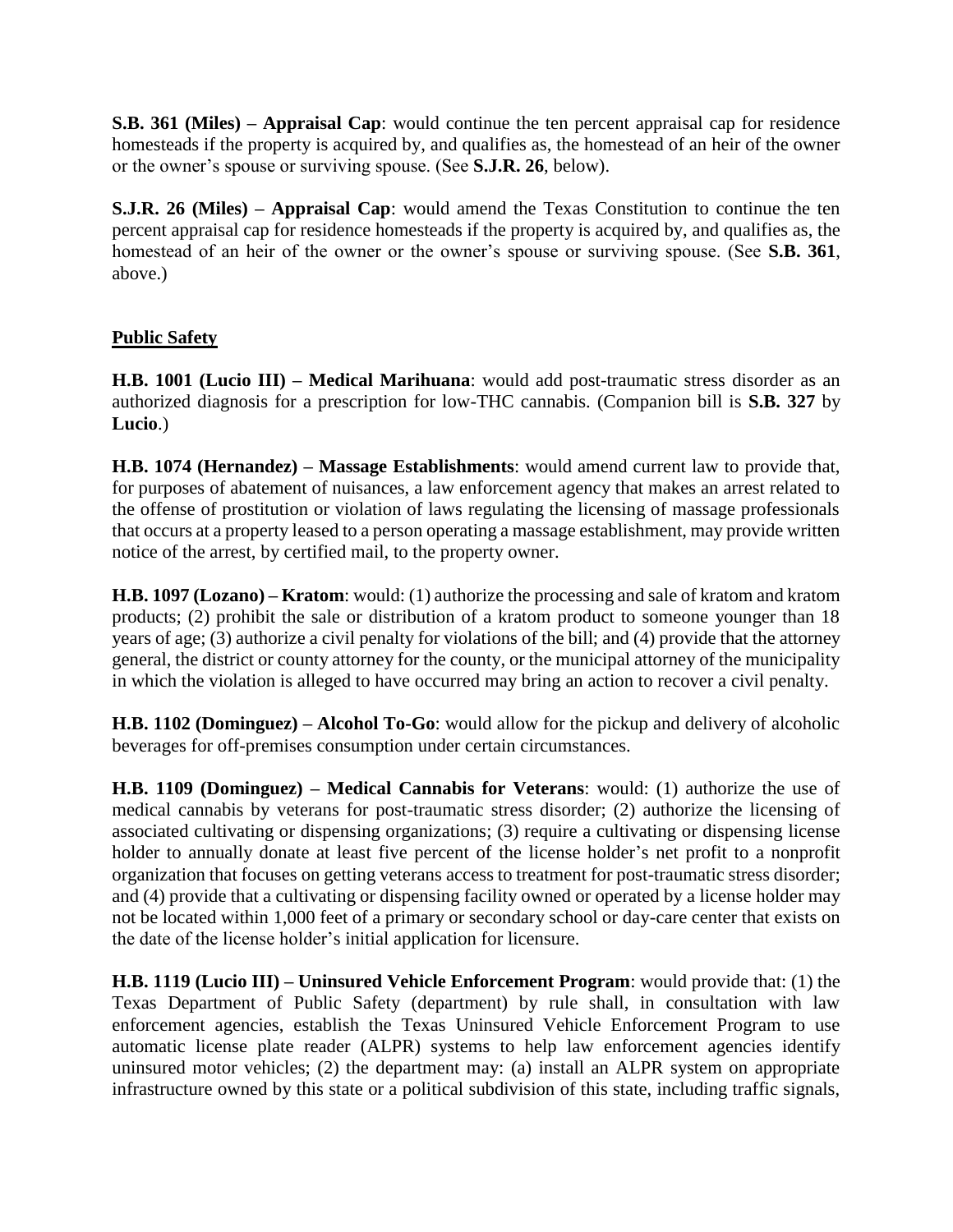**S.B. 361 (Miles) – Appraisal Cap**: would continue the ten percent appraisal cap for residence homesteads if the property is acquired by, and qualifies as, the homestead of an heir of the owner or the owner's spouse or surviving spouse. (See **S.J.R. 26**, below).

**S.J.R. 26 (Miles) – Appraisal Cap**: would amend the Texas Constitution to continue the ten percent appraisal cap for residence homesteads if the property is acquired by, and qualifies as, the homestead of an heir of the owner or the owner's spouse or surviving spouse. (See **S.B. 361**, above.)

## Public Safety

**H.B. 1001 (Lucio III) – Medical Marihuana**: would add post-traumatic stress disorder as an authorized diagnosis for a prescription for low-THC cannabis. (Companion bill is **S.B. 327** by **Lucio**.)

**H.B. 1074 (Hernandez) – Massage Establishments**: would amend current law to provide that, for purposes of abatement of nuisances, a law enforcement agency that makes an arrest related to the offense of prostitution or violation of laws regulating the licensing of massage professionals that occurs at a property leased to a person operating a massage establishment, may provide written notice of the arrest, by certified mail, to the property owner.

**H.B. 1097 (Lozano) – Kratom**: would: (1) authorize the processing and sale of kratom and kratom products; (2) prohibit the sale or distribution of a kratom product to someone younger than 18 years of age; (3) authorize a civil penalty for violations of the bill; and (4) provide that the attorney general, the district or county attorney for the county, or the municipal attorney of the municipality in which the violation is alleged to have occurred may bring an action to recover a civil penalty.

**H.B. 1102 (Dominguez) – Alcohol To-Go**: would allow for the pickup and delivery of alcoholic beverages for off-premises consumption under certain circumstances.

**H.B. 1109 (Dominguez) – Medical Cannabis for Veterans**: would: (1) authorize the use of medical cannabis by veterans for post-traumatic stress disorder; (2) authorize the licensing of associated cultivating or dispensing organizations; (3) require a cultivating or dispensing license holder to annually donate at least five percent of the license holder's net profit to a nonprofit organization that focuses on getting veterans access to treatment for post-traumatic stress disorder; and (4) provide that a cultivating or dispensing facility owned or operated by a license holder may not be located within 1,000 feet of a primary or secondary school or day-care center that exists on the date of the license holder's initial application for licensure.

**H.B. 1119 (Lucio III) – Uninsured Vehicle Enforcement Program**: would provide that: (1) the Texas Department of Public Safety (department) by rule shall, in consultation with law enforcement agencies, establish the Texas Uninsured Vehicle Enforcement Program to use automatic license plate reader (ALPR) systems to help law enforcement agencies identify uninsured motor vehicles; (2) the department may: (a) install an ALPR system on appropriate infrastructure owned by this state or a political subdivision of this state, including traffic signals,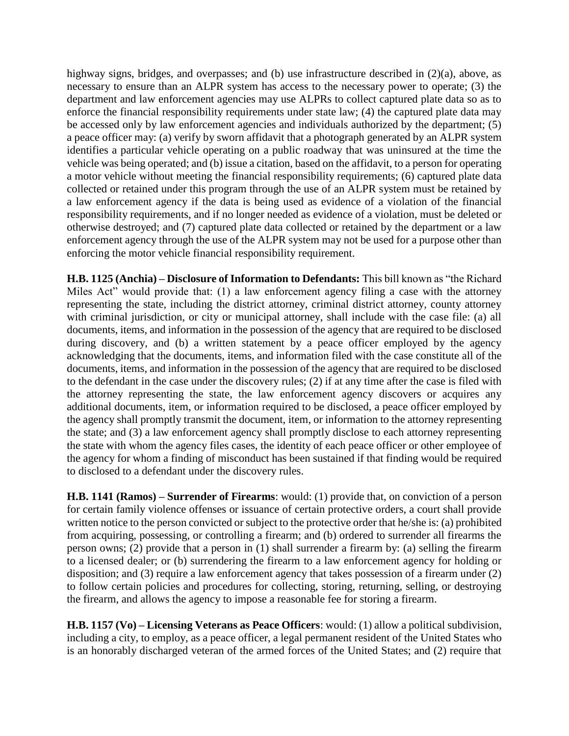highway signs, bridges, and overpasses; and (b) use infrastructure described in (2)(a), above, as necessary to ensure than an ALPR system has access to the necessary power to operate; (3) the department and law enforcement agencies may use ALPRs to collect captured plate data so as to enforce the financial responsibility requirements under state law; (4) the captured plate data may be accessed only by law enforcement agencies and individuals authorized by the department; (5) a peace officer may: (a) verify by sworn affidavit that a photograph generated by an ALPR system identifies a particular vehicle operating on a public roadway that was uninsured at the time the vehicle was being operated; and (b) issue a citation, based on the affidavit, to a person for operating a motor vehicle without meeting the financial responsibility requirements; (6) captured plate data collected or retained under this program through the use of an ALPR system must be retained by a law enforcement agency if the data is being used as evidence of a violation of the financial responsibility requirements, and if no longer needed as evidence of a violation, must be deleted or otherwise destroyed; and (7) captured plate data collected or retained by the department or a law enforcement agency through the use of the ALPR system may not be used for a purpose other than enforcing the motor vehicle financial responsibility requirement.

**H.B. 1125 (Anchia) – Disclosure of Information to Defendants:** This bill known as "the Richard Miles Act" would provide that: (1) a law enforcement agency filing a case with the attorney representing the state, including the district attorney, criminal district attorney, county attorney with criminal jurisdiction, or city or municipal attorney, shall include with the case file: (a) all documents, items, and information in the possession of the agency that are required to be disclosed during discovery, and (b) a written statement by a peace officer employed by the agency acknowledging that the documents, items, and information filed with the case constitute all of the documents, items, and information in the possession of the agency that are required to be disclosed to the defendant in the case under the discovery rules; (2) if at any time after the case is filed with the attorney representing the state, the law enforcement agency discovers or acquires any additional documents, item, or information required to be disclosed, a peace officer employed by the agency shall promptly transmit the document, item, or information to the attorney representing the state; and (3) a law enforcement agency shall promptly disclose to each attorney representing the state with whom the agency files cases, the identity of each peace officer or other employee of the agency for whom a finding of misconduct has been sustained if that finding would be required to disclosed to a defendant under the discovery rules.

**H.B. 1141 (Ramos) – Surrender of Firearms**: would: (1) provide that, on conviction of a person for certain family violence offenses or issuance of certain protective orders, a court shall provide written notice to the person convicted or subject to the protective order that he/she is: (a) prohibited from acquiring, possessing, or controlling a firearm; and (b) ordered to surrender all firearms the person owns; (2) provide that a person in (1) shall surrender a firearm by: (a) selling the firearm to a licensed dealer; or (b) surrendering the firearm to a law enforcement agency for holding or disposition; and (3) require a law enforcement agency that takes possession of a firearm under (2) to follow certain policies and procedures for collecting, storing, returning, selling, or destroying the firearm, and allows the agency to impose a reasonable fee for storing a firearm.

**H.B. 1157 (Vo) – Licensing Veterans as Peace Officers**: would: (1) allow a political subdivision, including a city, to employ, as a peace officer, a legal permanent resident of the United States who is an honorably discharged veteran of the armed forces of the United States; and (2) require that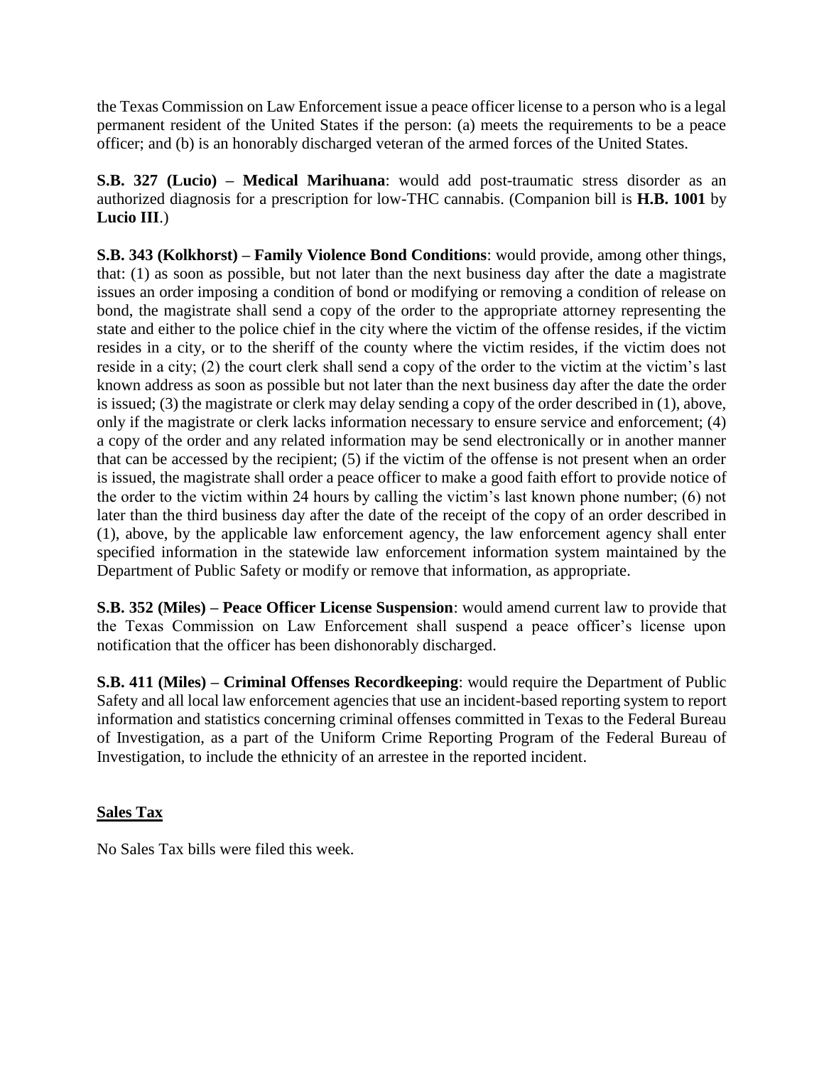the Texas Commission on Law Enforcement issue a peace officer license to a person who is a legal permanent resident of the United States if the person: (a) meets the requirements to be a peace officer; and (b) is an honorably discharged veteran of the armed forces of the United States.

**S.B. 327 (Lucio) – Medical Marihuana**: would add post-traumatic stress disorder as an authorized diagnosis for a prescription for low-THC cannabis. (Companion bill is **H.B. 1001** by **Lucio III**.)

**S.B. 343 (Kolkhorst) – Family Violence Bond Conditions**: would provide, among other things, that: (1) as soon as possible, but not later than the next business day after the date a magistrate issues an order imposing a condition of bond or modifying or removing a condition of release on bond, the magistrate shall send a copy of the order to the appropriate attorney representing the state and either to the police chief in the city where the victim of the offense resides, if the victim resides in a city, or to the sheriff of the county where the victim resides, if the victim does not reside in a city; (2) the court clerk shall send a copy of the order to the victim at the victim's last known address as soon as possible but not later than the next business day after the date the order is issued; (3) the magistrate or clerk may delay sending a copy of the order described in (1), above, only if the magistrate or clerk lacks information necessary to ensure service and enforcement; (4) a copy of the order and any related information may be send electronically or in another manner that can be accessed by the recipient; (5) if the victim of the offense is not present when an order is issued, the magistrate shall order a peace officer to make a good faith effort to provide notice of the order to the victim within 24 hours by calling the victim's last known phone number; (6) not later than the third business day after the date of the receipt of the copy of an order described in (1), above, by the applicable law enforcement agency, the law enforcement agency shall enter specified information in the statewide law enforcement information system maintained by the Department of Public Safety or modify or remove that information, as appropriate.

**S.B. 352 (Miles) – Peace Officer License Suspension**: would amend current law to provide that the Texas Commission on Law Enforcement shall suspend a peace officer's license upon notification that the officer has been dishonorably discharged.

**S.B. 411 (Miles) – Criminal Offenses Recordkeeping**: would require the Department of Public Safety and all local law enforcement agencies that use an incident-based reporting system to report information and statistics concerning criminal offenses committed in Texas to the Federal Bureau of Investigation, as a part of the Uniform Crime Reporting Program of the Federal Bureau of Investigation, to include the ethnicity of an arrestee in the reported incident.

## Sales Tax

No Sales Tax bills were filed this week.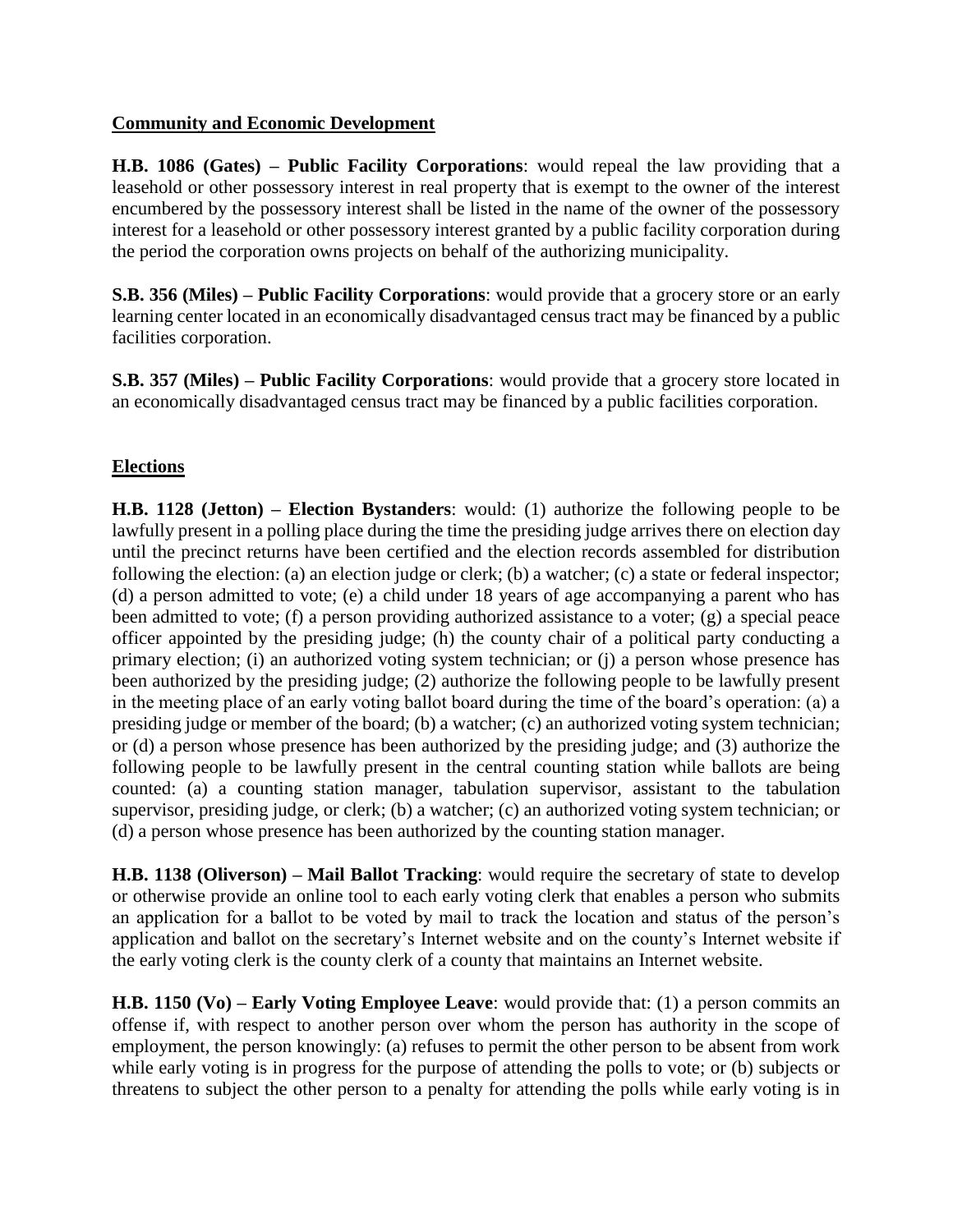## Community and Economic Development

**H.B. 1086 (Gates) – Public Facility Corporations**: would repeal the law providing that a leasehold or other possessory interest in real property that is exempt to the owner of the interest encumbered by the possessory interest shall be listed in the name of the owner of the possessory interest for a leasehold or other possessory interest granted by a public facility corporation during the period the corporation owns projects on behalf of the authorizing municipality.

**S.B. 356 (Miles) – Public Facility Corporations**: would provide that a grocery store or an early learning center located in an economically disadvantaged census tract may be financed by a public facilities corporation.

**S.B. 357 (Miles) – Public Facility Corporations**: would provide that a grocery store located in an economically disadvantaged census tract may be financed by a public facilities corporation.

## Elections

**H.B. 1128 (Jetton) – Election Bystanders**: would: (1) authorize the following people to be lawfully present in a polling place during the time the presiding judge arrives there on election day until the precinct returns have been certified and the election records assembled for distribution following the election: (a) an election judge or clerk; (b) a watcher; (c) a state or federal inspector; (d) a person admitted to vote; (e) a child under 18 years of age accompanying a parent who has been admitted to vote; (f) a person providing authorized assistance to a voter; (g) a special peace officer appointed by the presiding judge; (h) the county chair of a political party conducting a primary election; (i) an authorized voting system technician; or (j) a person whose presence has been authorized by the presiding judge; (2) authorize the following people to be lawfully present in the meeting place of an early voting ballot board during the time of the board's operation: (a) a presiding judge or member of the board; (b) a watcher; (c) an authorized voting system technician; or (d) a person whose presence has been authorized by the presiding judge; and (3) authorize the following people to be lawfully present in the central counting station while ballots are being counted: (a) a counting station manager, tabulation supervisor, assistant to the tabulation supervisor, presiding judge, or clerk; (b) a watcher; (c) an authorized voting system technician; or (d) a person whose presence has been authorized by the counting station manager.

**H.B. 1138 (Oliverson) – Mail Ballot Tracking**: would require the secretary of state to develop or otherwise provide an online tool to each early voting clerk that enables a person who submits an application for a ballot to be voted by mail to track the location and status of the person's application and ballot on the secretary's Internet website and on the county's Internet website if the early voting clerk is the county clerk of a county that maintains an Internet website.

**H.B. 1150 (Vo) – Early Voting Employee Leave**: would provide that: (1) a person commits an offense if, with respect to another person over whom the person has authority in the scope of employment, the person knowingly: (a) refuses to permit the other person to be absent from work while early voting is in progress for the purpose of attending the polls to vote; or (b) subjects or threatens to subject the other person to a penalty for attending the polls while early voting is in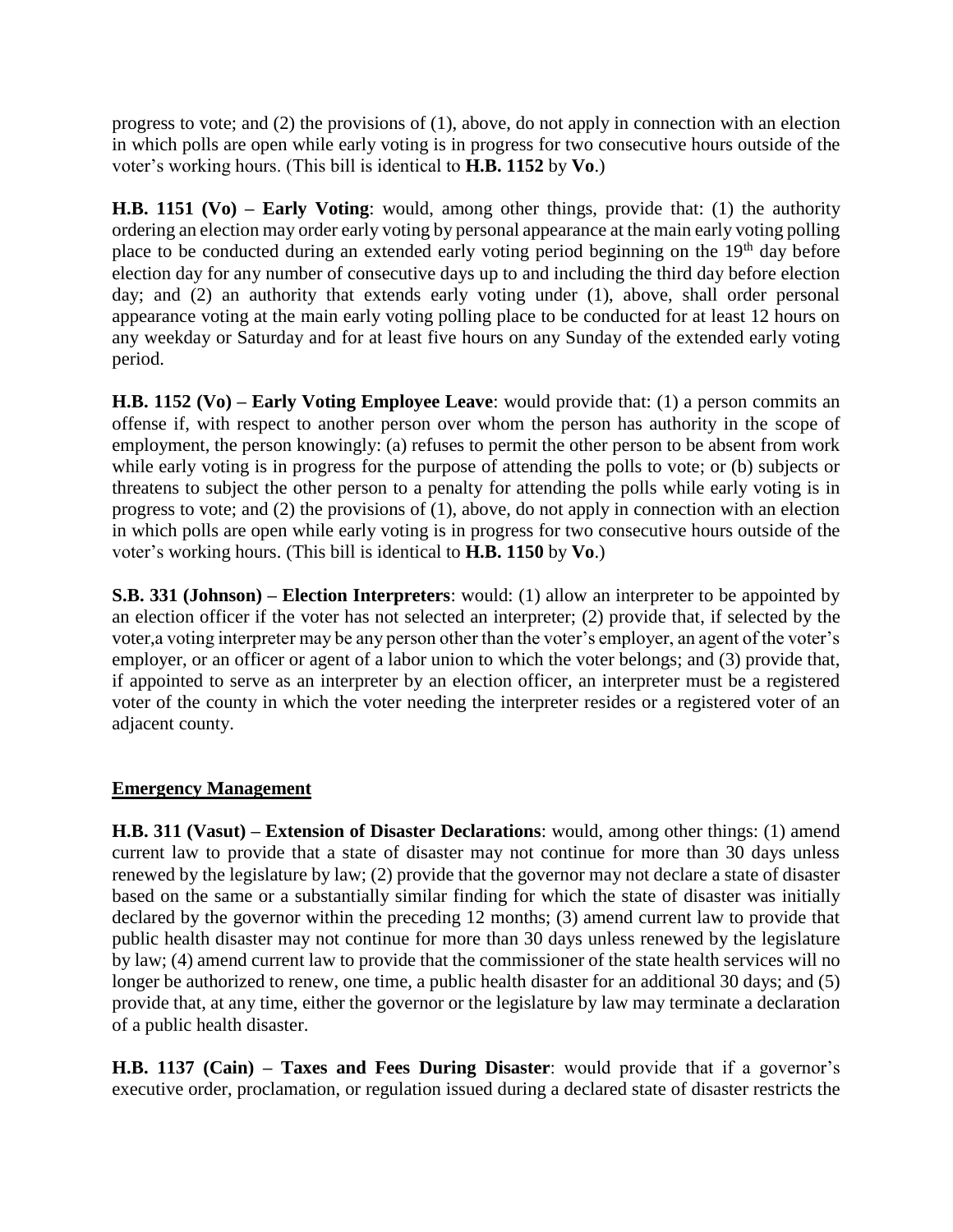progress to vote; and (2) the provisions of (1), above, do not apply in connection with an election in which polls are open while early voting is in progress for two consecutive hours outside of the voter's working hours. (This bill is identical to **H.B. 1152** by **Vo**.)

**H.B. 1151 (Vo) – Early Voting**: would, among other things, provide that: (1) the authority ordering an election may order early voting by personal appearance at the main early voting polling place to be conducted during an extended early voting period beginning on the 19th day before election day for any number of consecutive days up to and including the third day before election day; and (2) an authority that extends early voting under (1), above, shall order personal appearance voting at the main early voting polling place to be conducted for at least 12 hours on any weekday or Saturday and for at least five hours on any Sunday of the extended early voting period.

**H.B. 1152 (Vo) – Early Voting Employee Leave**: would provide that: (1) a person commits an offense if, with respect to another person over whom the person has authority in the scope of employment, the person knowingly: (a) refuses to permit the other person to be absent from work while early voting is in progress for the purpose of attending the polls to vote; or (b) subjects or threatens to subject the other person to a penalty for attending the polls while early voting is in progress to vote; and (2) the provisions of (1), above, do not apply in connection with an election in which polls are open while early voting is in progress for two consecutive hours outside of the voter's working hours. (This bill is identical to **H.B. 1150** by **Vo**.)

**S.B. 331 (Johnson) – Election Interpreters**: would: (1) allow an interpreter to be appointed by an election officer if the voter has not selected an interpreter; (2) provide that, if selected by the voter,a voting interpreter may be any person other than the voter's employer, an agent of the voter's employer, or an officer or agent of a labor union to which the voter belongs; and (3) provide that, if appointed to serve as an interpreter by an election officer, an interpreter must be a registered voter of the county in which the voter needing the interpreter resides or a registered voter of an adjacent county.

## Emergency Management

**H.B. 311 (Vasut) – Extension of Disaster Declarations**: would, among other things: (1) amend current law to provide that a state of disaster may not continue for more than 30 days unless renewed by the legislature by law; (2) provide that the governor may not declare a state of disaster based on the same or a substantially similar finding for which the state of disaster was initially declared by the governor within the preceding 12 months; (3) amend current law to provide that public health disaster may not continue for more than 30 days unless renewed by the legislature by law; (4) amend current law to provide that the commissioner of the state health services will no longer be authorized to renew, one time, a public health disaster for an additional 30 days; and (5) provide that, at any time, either the governor or the legislature by law may terminate a declaration of a public health disaster.

**H.B. 1137 (Cain) – Taxes and Fees During Disaster**: would provide that if a governor's executive order, proclamation, or regulation issued during a declared state of disaster restricts the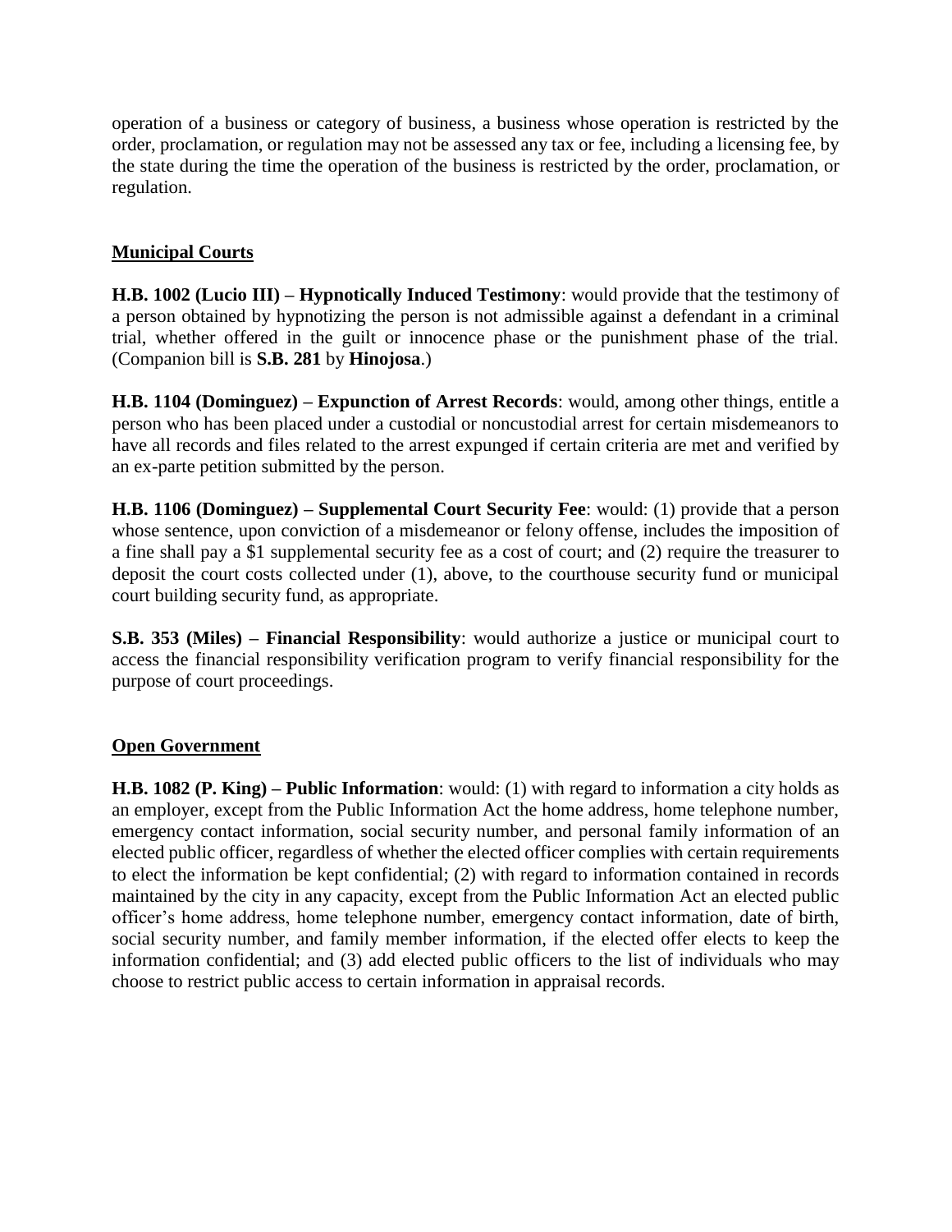operation of a business or category of business, a business whose operation is restricted by the order, proclamation, or regulation may not be assessed any tax or fee, including a licensing fee, by the state during the time the operation of the business is restricted by the order, proclamation, or regulation.

## Municipal Courts

**H.B. 1002 (Lucio III) – Hypnotically Induced Testimony**: would provide that the testimony of a person obtained by hypnotizing the person is not admissible against a defendant in a criminal trial, whether offered in the guilt or innocence phase or the punishment phase of the trial. (Companion bill is **S.B. 281** by **Hinojosa**.)

**H.B. 1104 (Dominguez) – Expunction of Arrest Records**: would, among other things, entitle a person who has been placed under a custodial or noncustodial arrest for certain misdemeanors to have all records and files related to the arrest expunged if certain criteria are met and verified by an ex-parte petition submitted by the person.

**H.B. 1106 (Dominguez) – Supplemental Court Security Fee**: would: (1) provide that a person whose sentence, upon conviction of a misdemeanor or felony offense, includes the imposition of a fine shall pay a $1 supplemental security fee as a cost of court; and (2) require the treasurer to deposit the court costs collected under (1), above, to the courthouse security fund or municipal court building security fund, as appropriate.

**S.B. 353 (Miles) – Financial Responsibility**: would authorize a justice or municipal court to access the financial responsibility verification program to verify financial responsibility for the purpose of court proceedings.

## Open Government

**H.B. 1082 (P. King) – Public Information**: would: (1) with regard to information a city holds as an employer, except from the Public Information Act the home address, home telephone number, emergency contact information, social security number, and personal family information of an elected public officer, regardless of whether the elected officer complies with certain requirements to elect the information be kept confidential; (2) with regard to information contained in records maintained by the city in any capacity, except from the Public Information Act an elected public officer's home address, home telephone number, emergency contact information, date of birth, social security number, and family member information, if the elected offer elects to keep the information confidential; and (3) add elected public officers to the list of individuals who may choose to restrict public access to certain information in appraisal records.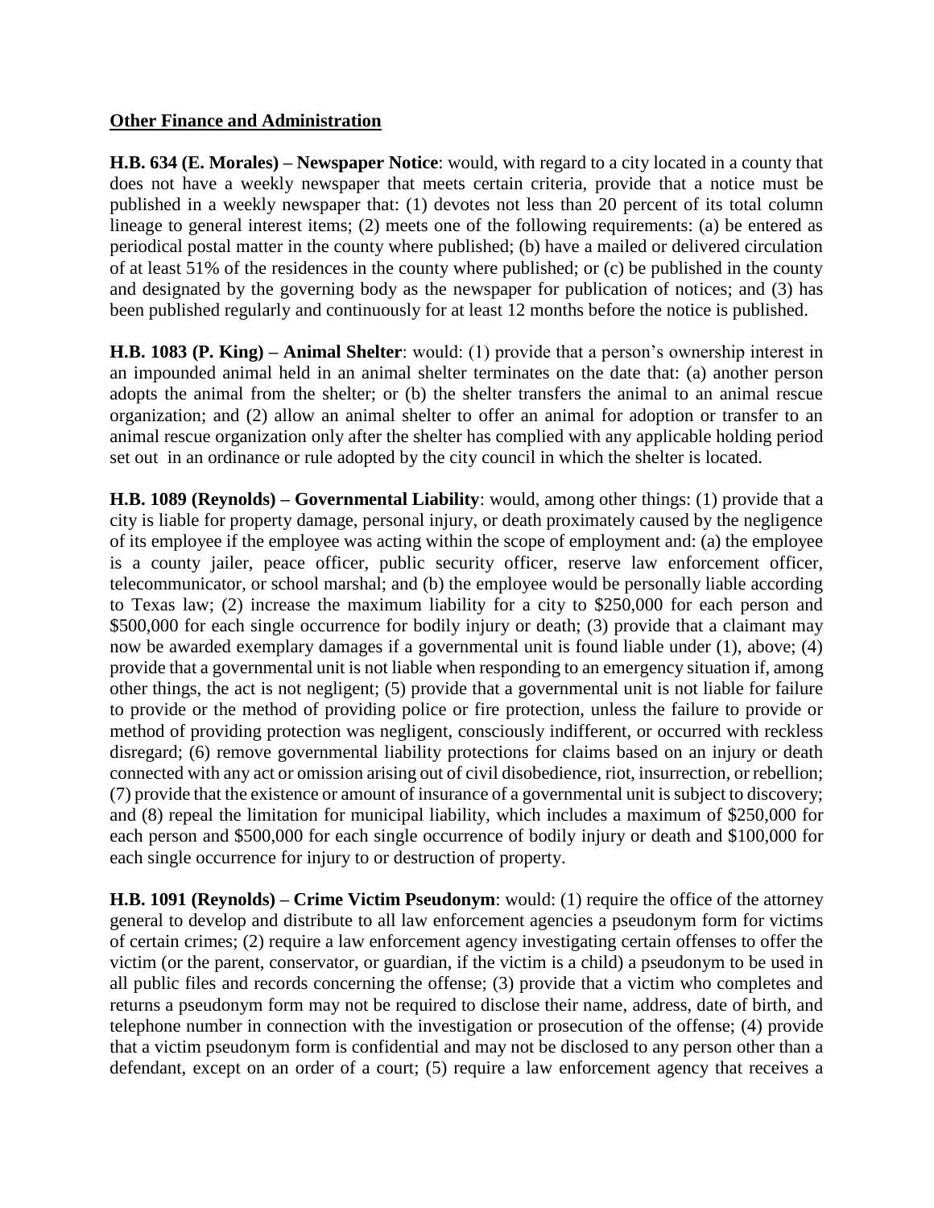**Other Finance and Administration**

**H.B. 634 (E. Morales) – Newspaper Notice**: would, with regard to a city located in a county that does not have a weekly newspaper that meets certain criteria, provide that a notice must be published in a weekly newspaper that: (1) devotes not less than 20 percent of its total column lineage to general interest items; (2) meets one of the following requirements: (a) be entered as periodical postal matter in the county where published; (b) have a mailed or delivered circulation of at least 51% of the residences in the county where published; or (c) be published in the county and designated by the governing body as the newspaper for publication of notices; and (3) has been published regularly and continuously for at least 12 months before the notice is published.

**H.B. 1083 (P. King) – Animal Shelter**: would: (1) provide that a person's ownership interest in an impounded animal held in an animal shelter terminates on the date that: (a) another person adopts the animal from the shelter; or (b) the shelter transfers the animal to an animal rescue organization; and (2) allow an animal shelter to offer an animal for adoption or transfer to an animal rescue organization only after the shelter has complied with any applicable holding period set out in an ordinance or rule adopted by the city council in which the shelter is located.

**H.B. 1089 (Reynolds) – Governmental Liability**: would, among other things: (1) provide that a city is liable for property damage, personal injury, or death proximately caused by the negligence of its employee if the employee was acting within the scope of employment and: (a) the employee is a county jailer, peace officer, public security officer, reserve law enforcement officer, telecommunicator, or school marshal; and (b) the employee would be personally liable according to Texas law; (2) increase the maximum liability for a city to $250,000 for each person and $500,000 for each single occurrence for bodily injury or death; (3) provide that a claimant may now be awarded exemplary damages if a governmental unit is found liable under (1), above; (4) provide that a governmental unit is not liable when responding to an emergency situation if, among other things, the act is not negligent; (5) provide that a governmental unit is not liable for failure to provide or the method of providing police or fire protection, unless the failure to provide or method of providing protection was negligent, consciously indifferent, or occurred with reckless disregard; (6) remove governmental liability protections for claims based on an injury or death connected with any act or omission arising out of civil disobedience, riot, insurrection, or rebellion; (7) provide that the existence or amount of insurance of a governmental unit is subject to discovery; and (8) repeal the limitation for municipal liability, which includes a maximum of $250,000 for each person and $500,000 for each single occurrence of bodily injury or death and $100,000 for each single occurrence for injury to or destruction of property.

**H.B. 1091 (Reynolds) – Crime Victim Pseudonym**: would: (1) require the office of the attorney general to develop and distribute to all law enforcement agencies a pseudonym form for victims of certain crimes; (2) require a law enforcement agency investigating certain offenses to offer the victim (or the parent, conservator, or guardian, if the victim is a child) a pseudonym to be used in all public files and records concerning the offense; (3) provide that a victim who completes and returns a pseudonym form may not be required to disclose their name, address, date of birth, and telephone number in connection with the investigation or prosecution of the offense; (4) provide that a victim pseudonym form is confidential and may not be disclosed to any person other than a defendant, except on an order of a court; (5) require a law enforcement agency that receives a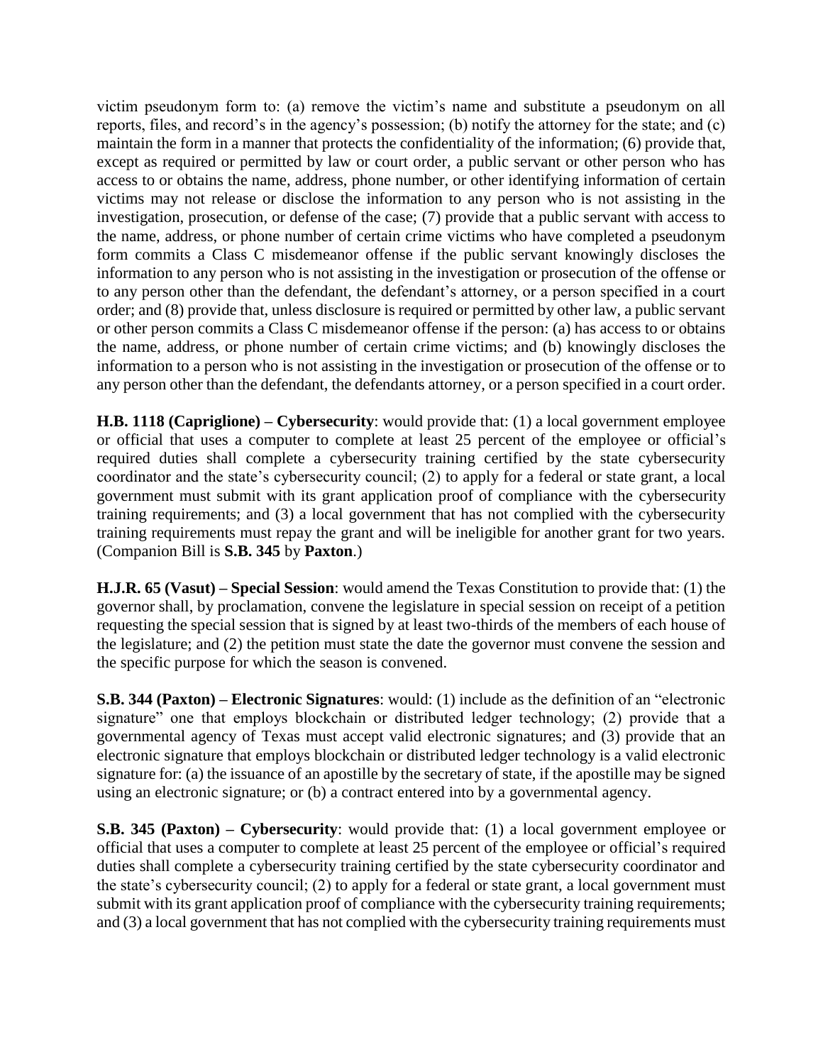victim pseudonym form to: (a) remove the victim's name and substitute a pseudonym on all reports, files, and record's in the agency's possession; (b) notify the attorney for the state; and (c) maintain the form in a manner that protects the confidentiality of the information; (6) provide that, except as required or permitted by law or court order, a public servant or other person who has access to or obtains the name, address, phone number, or other identifying information of certain victims may not release or disclose the information to any person who is not assisting in the investigation, prosecution, or defense of the case; (7) provide that a public servant with access to the name, address, or phone number of certain crime victims who have completed a pseudonym form commits a Class C misdemeanor offense if the public servant knowingly discloses the information to any person who is not assisting in the investigation or prosecution of the offense or to any person other than the defendant, the defendant's attorney, or a person specified in a court order; and (8) provide that, unless disclosure is required or permitted by other law, a public servant or other person commits a Class C misdemeanor offense if the person: (a) has access to or obtains the name, address, or phone number of certain crime victims; and (b) knowingly discloses the information to a person who is not assisting in the investigation or prosecution of the offense or to any person other than the defendant, the defendants attorney, or a person specified in a court order.

**H.B. 1118 (Capriglione) – Cybersecurity**: would provide that: (1) a local government employee or official that uses a computer to complete at least 25 percent of the employee or official's required duties shall complete a cybersecurity training certified by the state cybersecurity coordinator and the state's cybersecurity council; (2) to apply for a federal or state grant, a local government must submit with its grant application proof of compliance with the cybersecurity training requirements; and (3) a local government that has not complied with the cybersecurity training requirements must repay the grant and will be ineligible for another grant for two years. (Companion Bill is **S.B. 345** by **Paxton**.)

**H.J.R. 65 (Vasut) – Special Session**: would amend the Texas Constitution to provide that: (1) the governor shall, by proclamation, convene the legislature in special session on receipt of a petition requesting the special session that is signed by at least two-thirds of the members of each house of the legislature; and (2) the petition must state the date the governor must convene the session and the specific purpose for which the season is convened.

**S.B. 344 (Paxton) – Electronic Signatures**: would: (1) include as the definition of an "electronic signature" one that employs blockchain or distributed ledger technology; (2) provide that a governmental agency of Texas must accept valid electronic signatures; and (3) provide that an electronic signature that employs blockchain or distributed ledger technology is a valid electronic signature for: (a) the issuance of an apostille by the secretary of state, if the apostille may be signed using an electronic signature; or (b) a contract entered into by a governmental agency.

**S.B. 345 (Paxton) – Cybersecurity**: would provide that: (1) a local government employee or official that uses a computer to complete at least 25 percent of the employee or official's required duties shall complete a cybersecurity training certified by the state cybersecurity coordinator and the state's cybersecurity council; (2) to apply for a federal or state grant, a local government must submit with its grant application proof of compliance with the cybersecurity training requirements; and (3) a local government that has not complied with the cybersecurity training requirements must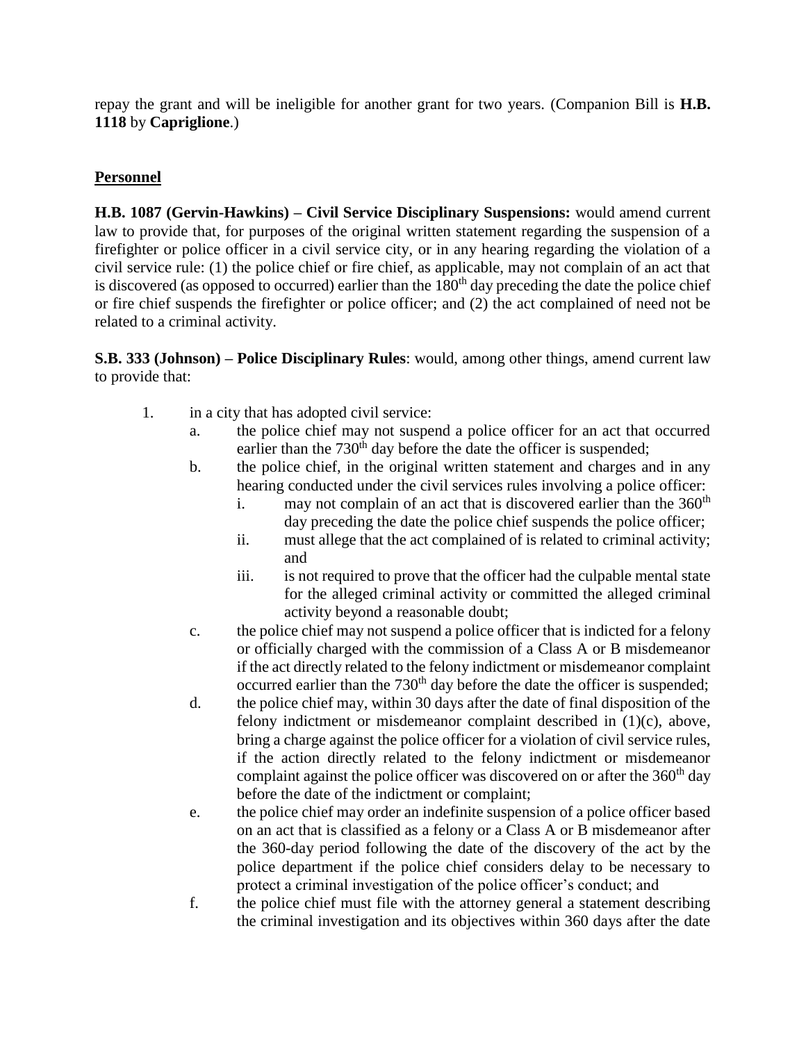repay the grant and will be ineligible for another grant for two years. (Companion Bill is **H.B. 1118** by **Capriglione**.)

## Personnel

**H.B. 1087 (Gervin-Hawkins) – Civil Service Disciplinary Suspensions:** would amend current law to provide that, for purposes of the original written statement regarding the suspension of a firefighter or police officer in a civil service city, or in any hearing regarding the violation of a civil service rule: (1) the police chief or fire chief, as applicable, may not complain of an act that is discovered (as opposed to occurred) earlier than the 180th day preceding the date the police chief or fire chief suspends the firefighter or police officer; and (2) the act complained of need not be related to a criminal activity.

**S.B. 333 (Johnson) – Police Disciplinary Rules**: would, among other things, amend current law to provide that:

1. in a city that has adopted civil service:
   a. the police chief may not suspend a police officer for an act that occurred earlier than the 730th day before the date the officer is suspended;
   b. the police chief, in the original written statement and charges and in any hearing conducted under the civil services rules involving a police officer:
      i. may not complain of an act that is discovered earlier than the 360th day preceding the date the police chief suspends the police officer;
      ii. must allege that the act complained of is related to criminal activity; and
      iii. is not required to prove that the officer had the culpable mental state for the alleged criminal activity or committed the alleged criminal activity beyond a reasonable doubt;
   c. the police chief may not suspend a police officer that is indicted for a felony or officially charged with the commission of a Class A or B misdemeanor if the act directly related to the felony indictment or misdemeanor complaint occurred earlier than the 730th day before the date the officer is suspended;
   d. the police chief may, within 30 days after the date of final disposition of the felony indictment or misdemeanor complaint described in (1)(c), above, bring a charge against the police officer for a violation of civil service rules, if the action directly related to the felony indictment or misdemeanor complaint against the police officer was discovered on or after the 360th day before the date of the indictment or complaint;
   e. the police chief may order an indefinite suspension of a police officer based on an act that is classified as a felony or a Class A or B misdemeanor after the 360-day period following the date of the discovery of the act by the police department if the police chief considers delay to be necessary to protect a criminal investigation of the police officer's conduct; and
   f. the police chief must file with the attorney general a statement describing the criminal investigation and its objectives within 360 days after the date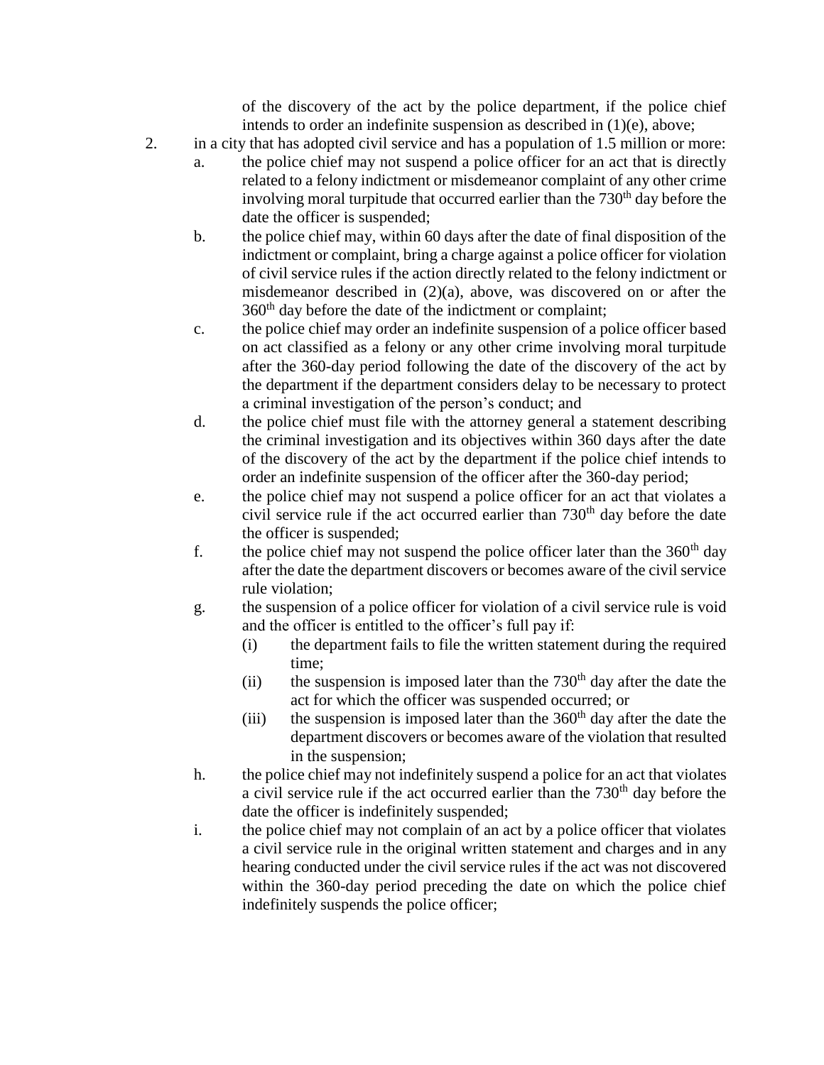of the discovery of the act by the police department, if the police chief intends to order an indefinite suspension as described in (1)(e), above;

2. in a city that has adopted civil service and has a population of 1.5 million or more:
   a. the police chief may not suspend a police officer for an act that is directly related to a felony indictment or misdemeanor complaint of any other crime involving moral turpitude that occurred earlier than the 730th day before the date the officer is suspended;
   b. the police chief may, within 60 days after the date of final disposition of the indictment or complaint, bring a charge against a police officer for violation of civil service rules if the action directly related to the felony indictment or misdemeanor described in (2)(a), above, was discovered on or after the 360th day before the date of the indictment or complaint;
   c. the police chief may order an indefinite suspension of a police officer based on act classified as a felony or any other crime involving moral turpitude after the 360-day period following the date of the discovery of the act by the department if the department considers delay to be necessary to protect a criminal investigation of the person's conduct; and
   d. the police chief must file with the attorney general a statement describing the criminal investigation and its objectives within 360 days after the date of the discovery of the act by the department if the police chief intends to order an indefinite suspension of the officer after the 360-day period;
   e. the police chief may not suspend a police officer for an act that violates a civil service rule if the act occurred earlier than 730th day before the date the officer is suspended;
   f. the police chief may not suspend the police officer later than the 360th day after the date the department discovers or becomes aware of the civil service rule violation;
   g. the suspension of a police officer for violation of a civil service rule is void and the officer is entitled to the officer's full pay if:
      (i) the department fails to file the written statement during the required time;
      (ii) the suspension is imposed later than the 730th day after the date the act for which the officer was suspended occurred; or
      (iii) the suspension is imposed later than the 360th day after the date the department discovers or becomes aware of the violation that resulted in the suspension;
   h. the police chief may not indefinitely suspend a police for an act that violates a civil service rule if the act occurred earlier than the 730th day before the date the officer is indefinitely suspended;
   i. the police chief may not complain of an act by a police officer that violates a civil service rule in the original written statement and charges and in any hearing conducted under the civil service rules if the act was not discovered within the 360-day period preceding the date on which the police chief indefinitely suspends the police officer;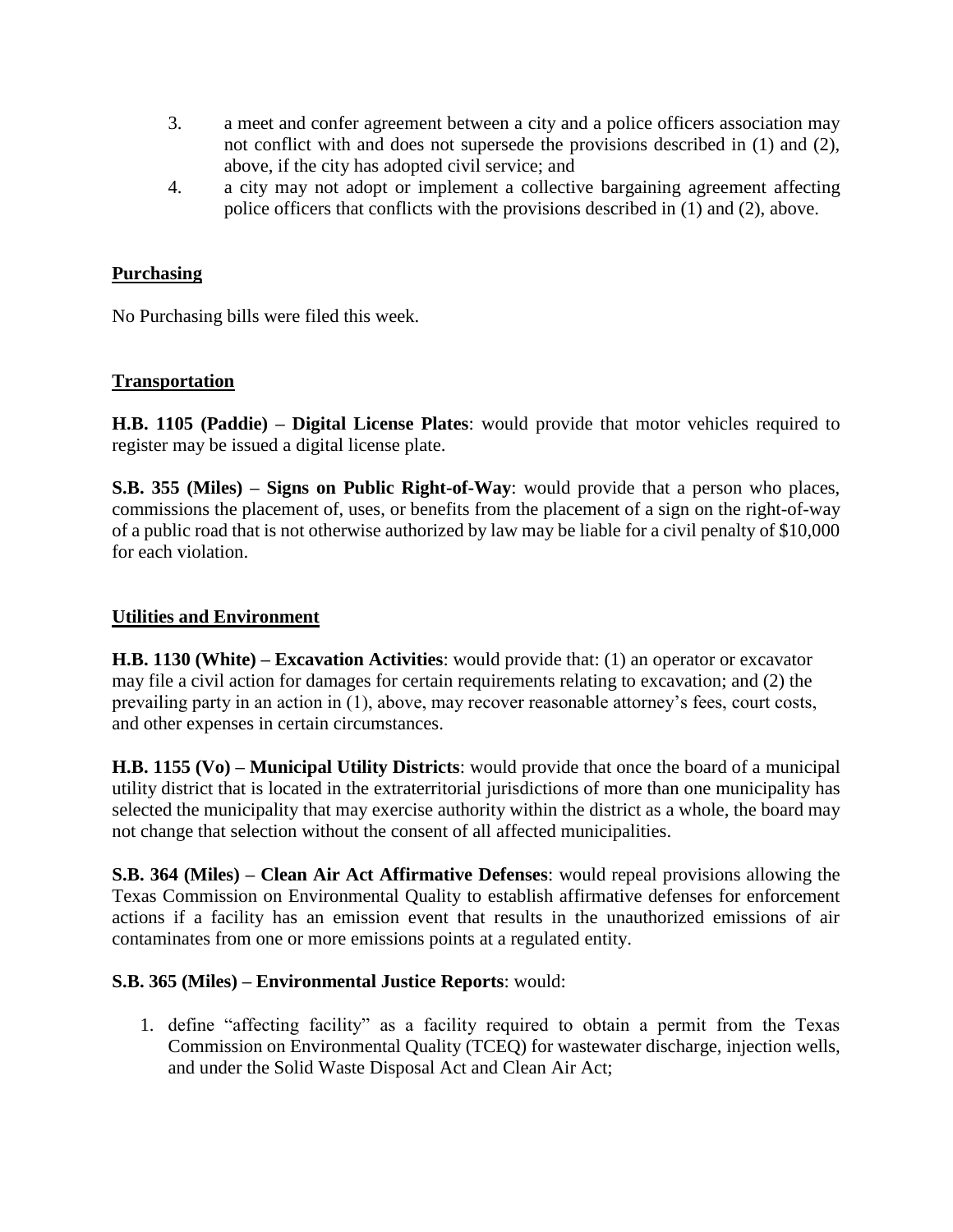3. a meet and confer agreement between a city and a police officers association may not conflict with and does not supersede the provisions described in (1) and (2), above, if the city has adopted civil service; and
4. a city may not adopt or implement a collective bargaining agreement affecting police officers that conflicts with the provisions described in (1) and (2), above.

## Purchasing

No Purchasing bills were filed this week.

## Transportation

**H.B. 1105 (Paddie) – Digital License Plates**: would provide that motor vehicles required to register may be issued a digital license plate.

**S.B. 355 (Miles) – Signs on Public Right-of-Way**: would provide that a person who places, commissions the placement of, uses, or benefits from the placement of a sign on the right-of-way of a public road that is not otherwise authorized by law may be liable for a civil penalty of $10,000 for each violation.

## Utilities and Environment

**H.B. 1130 (White) – Excavation Activities**: would provide that: (1) an operator or excavator may file a civil action for damages for certain requirements relating to excavation; and (2) the prevailing party in an action in (1), above, may recover reasonable attorney's fees, court costs, and other expenses in certain circumstances.

**H.B. 1155 (Vo) – Municipal Utility Districts**: would provide that once the board of a municipal utility district that is located in the extraterritorial jurisdictions of more than one municipality has selected the municipality that may exercise authority within the district as a whole, the board may not change that selection without the consent of all affected municipalities.

**S.B. 364 (Miles) – Clean Air Act Affirmative Defenses**: would repeal provisions allowing the Texas Commission on Environmental Quality to establish affirmative defenses for enforcement actions if a facility has an emission event that results in the unauthorized emissions of air contaminates from one or more emissions points at a regulated entity.

**S.B. 365 (Miles) – Environmental Justice Reports**: would:

1. define "affecting facility" as a facility required to obtain a permit from the Texas Commission on Environmental Quality (TCEQ) for wastewater discharge, injection wells, and under the Solid Waste Disposal Act and Clean Air Act;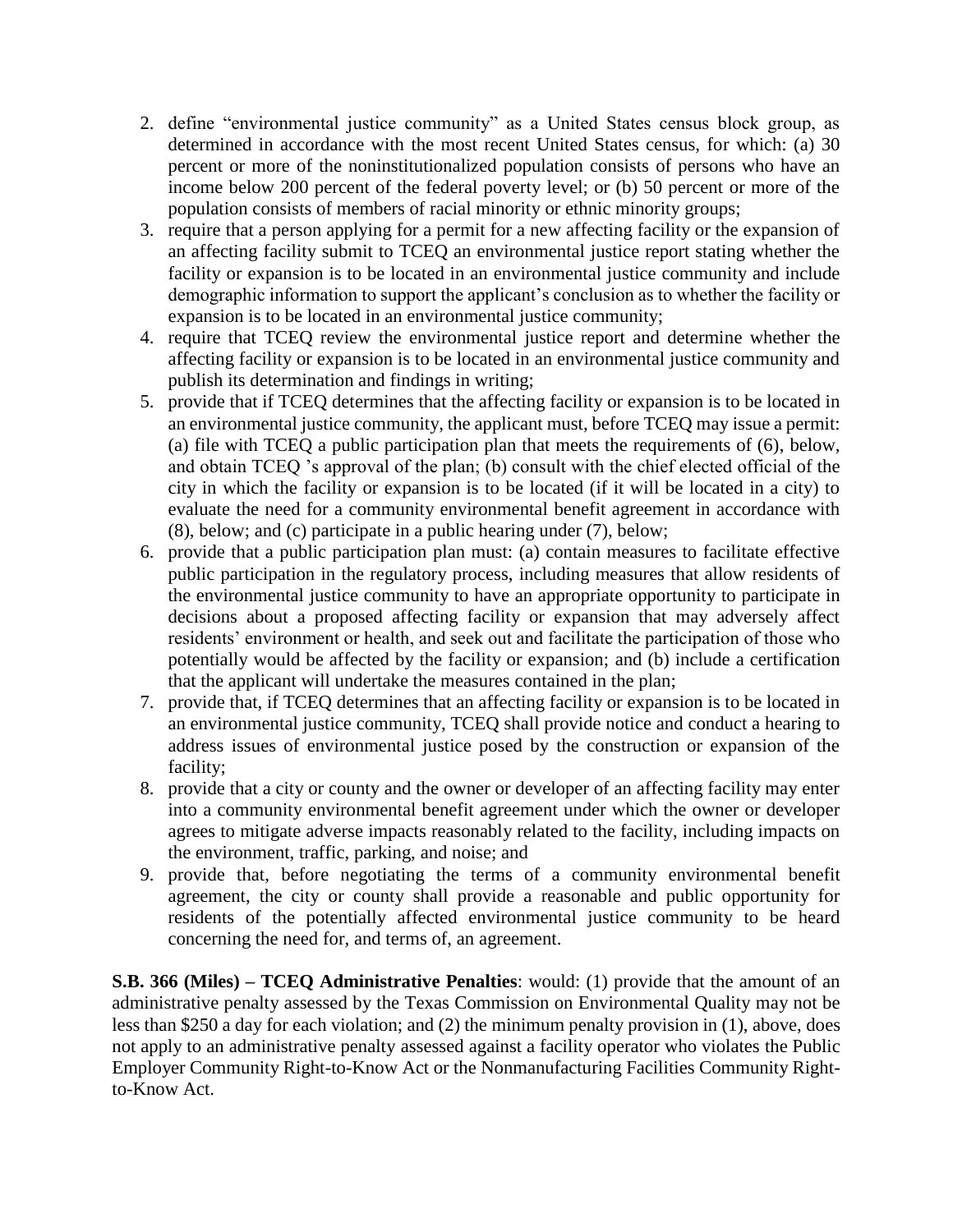2. define "environmental justice community" as a United States census block group, as determined in accordance with the most recent United States census, for which: (a) 30 percent or more of the noninstitutionalized population consists of persons who have an income below 200 percent of the federal poverty level; or (b) 50 percent or more of the population consists of members of racial minority or ethnic minority groups;
3. require that a person applying for a permit for a new affecting facility or the expansion of an affecting facility submit to TCEQ an environmental justice report stating whether the facility or expansion is to be located in an environmental justice community and include demographic information to support the applicant's conclusion as to whether the facility or expansion is to be located in an environmental justice community;
4. require that TCEQ review the environmental justice report and determine whether the affecting facility or expansion is to be located in an environmental justice community and publish its determination and findings in writing;
5. provide that if TCEQ determines that the affecting facility or expansion is to be located in an environmental justice community, the applicant must, before TCEQ may issue a permit: (a) file with TCEQ a public participation plan that meets the requirements of (6), below, and obtain TCEQ 's approval of the plan; (b) consult with the chief elected official of the city in which the facility or expansion is to be located (if it will be located in a city) to evaluate the need for a community environmental benefit agreement in accordance with (8), below; and (c) participate in a public hearing under (7), below;
6. provide that a public participation plan must: (a) contain measures to facilitate effective public participation in the regulatory process, including measures that allow residents of the environmental justice community to have an appropriate opportunity to participate in decisions about a proposed affecting facility or expansion that may adversely affect residents' environment or health, and seek out and facilitate the participation of those who potentially would be affected by the facility or expansion; and (b) include a certification that the applicant will undertake the measures contained in the plan;
7. provide that, if TCEQ determines that an affecting facility or expansion is to be located in an environmental justice community, TCEQ shall provide notice and conduct a hearing to address issues of environmental justice posed by the construction or expansion of the facility;
8. provide that a city or county and the owner or developer of an affecting facility may enter into a community environmental benefit agreement under which the owner or developer agrees to mitigate adverse impacts reasonably related to the facility, including impacts on the environment, traffic, parking, and noise; and
9. provide that, before negotiating the terms of a community environmental benefit agreement, the city or county shall provide a reasonable and public opportunity for residents of the potentially affected environmental justice community to be heard concerning the need for, and terms of, an agreement.

**S.B. 366 (Miles) – TCEQ Administrative Penalties**: would: (1) provide that the amount of an administrative penalty assessed by the Texas Commission on Environmental Quality may not be less than $250 a day for each violation; and (2) the minimum penalty provision in (1), above, does not apply to an administrative penalty assessed against a facility operator who violates the Public Employer Community Right-to-Know Act or the Nonmanufacturing Facilities Community Right-to-Know Act.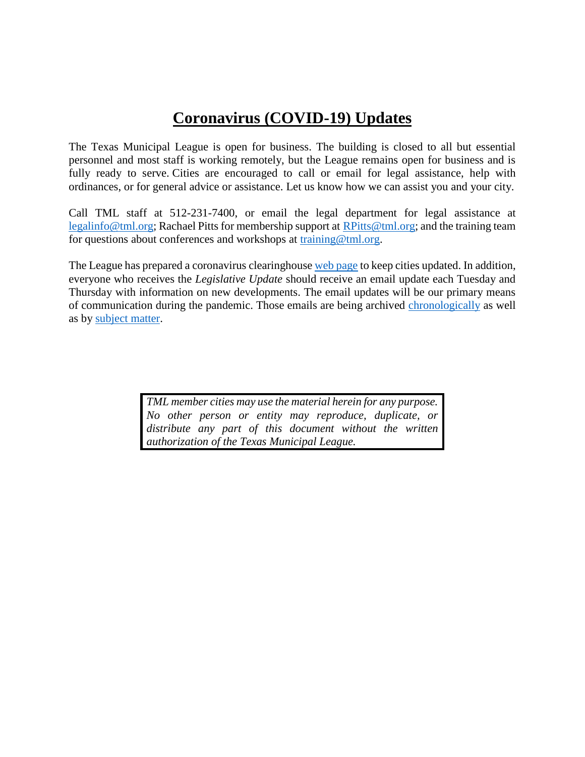# **Coronavirus (COVID-19) Updates**

The Texas Municipal League is open for business. The building is closed to all but essential personnel and most staff is working remotely, but the League remains open for business and is fully ready to serve. Cities are encouraged to call or email for legal assistance, help with ordinances, or for general advice or assistance. Let us know how we can assist you and your city.

Call TML staff at 512-231-7400, or email the legal department for legal assistance at legalinfo@tml.org; Rachael Pitts for membership support at RPitts@tml.org; and the training team for questions about conferences and workshops at training@tml.org.

The League has prepared a coronavirus clearinghouse web page to keep cities updated. In addition, everyone who receives the *Legislative Update* should receive an email update each Tuesday and Thursday with information on new developments. The email updates will be our primary means of communication during the pandemic. Those emails are being archived chronologically as well as by subject matter.

*TML member cities may use the material herein for any purpose. No other person or entity may reproduce, duplicate, or distribute any part of this document without the written authorization of the Texas Municipal League.*